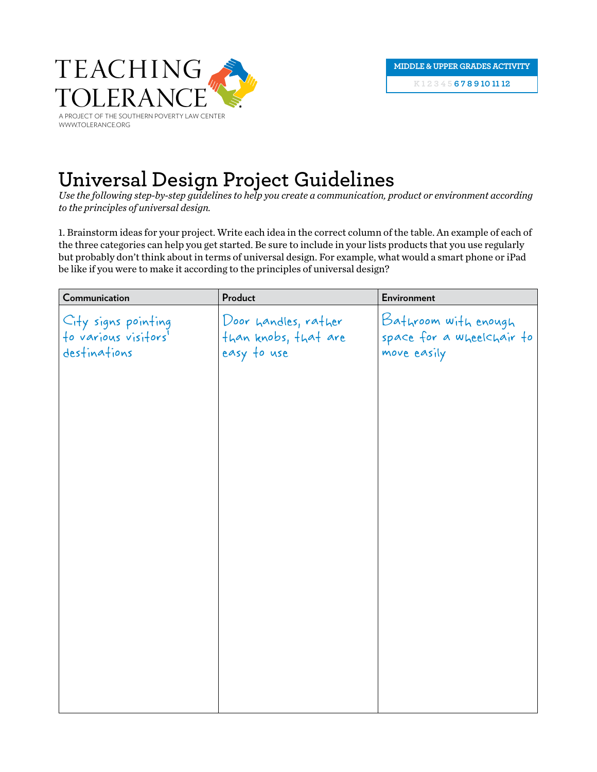TEACHING TOLERANCE

A PROJECT OF THE SOUTHERN POVERTY LAW CENTER
WWW.TOLERANCE.ORG

MIDDLE & UPPER GRADES ACTIVITY

K 1 2 3 4 5 **6 7 8 9 10 11 12**

# Universal Design Project Guidelines

*Use the following step-by-step guidelines to help you create a communication, product or environment according to the principles of universal design.*

1. Brainstorm ideas for your project. Write each idea in the correct column of the table. An example of each of the three categories can help you get started. Be sure to include in your lists products that you use regularly but probably don't think about in terms of universal design. For example, what would a smart phone or iPad be like if you were to make it according to the principles of universal design?

| Communication | Product | Environment |
| --- | --- | --- |
| City signs pointing to various visitors' destinations | Door handles, rather than knobs, that are easy to use | Bathroom with enough space for a wheelchair to move easily |
| | | |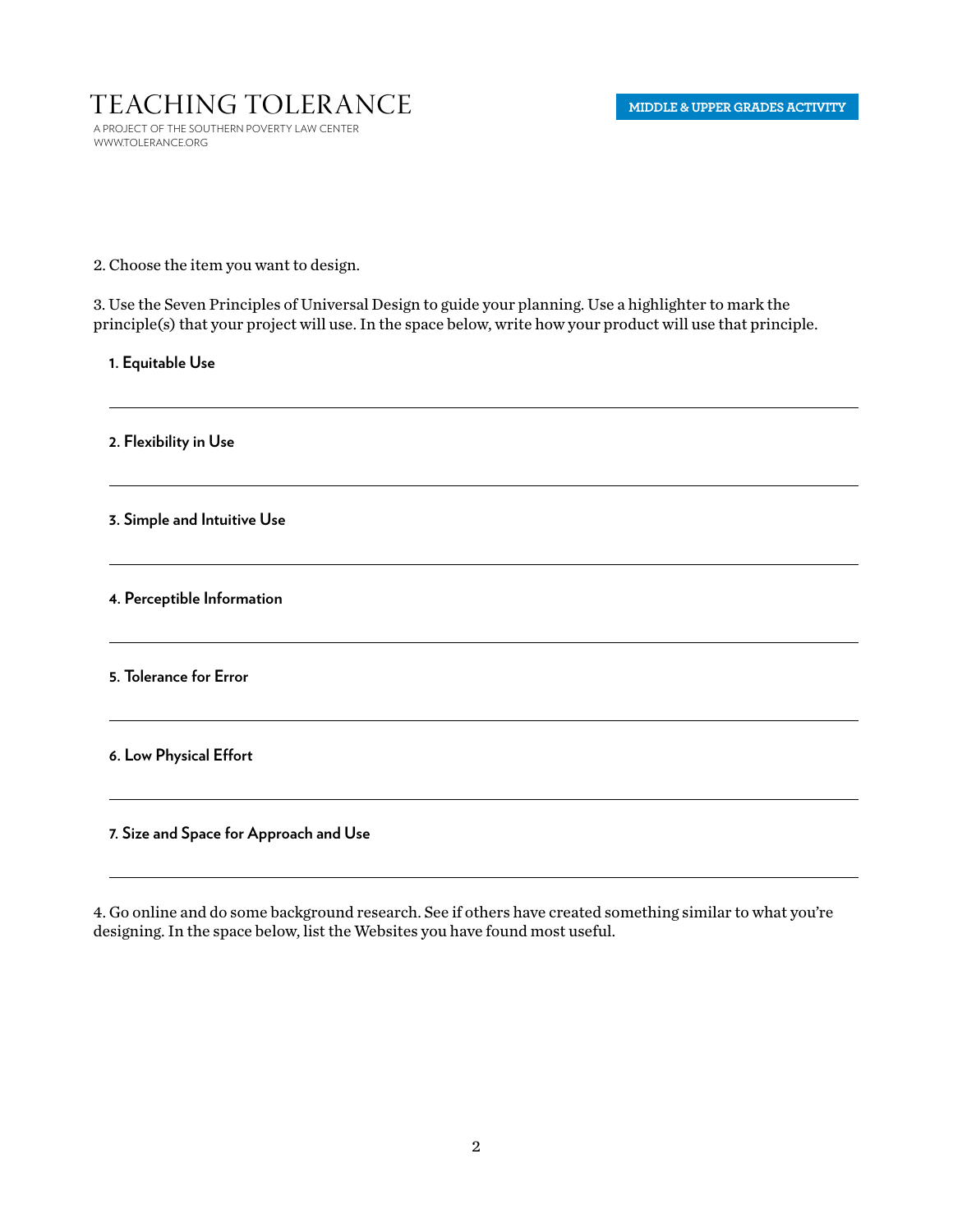2. Choose the item you want to design.

3. Use the Seven Principles of Universal Design to guide your planning. Use a highlighter to mark the principle(s) that your project will use. In the space below, write how your product will use that principle.

**1. Equitable Use**

---

**2. Flexibility in Use**

---

**3. Simple and Intuitive Use**

---

**4. Perceptible Information**

---

**5. Tolerance for Error**

---

**6. Low Physical Effort**

---

**7. Size and Space for Approach and Use**

---

4. Go online and do some background research. See if others have created something similar to what you're designing. In the space below, list the Websites you have found most useful.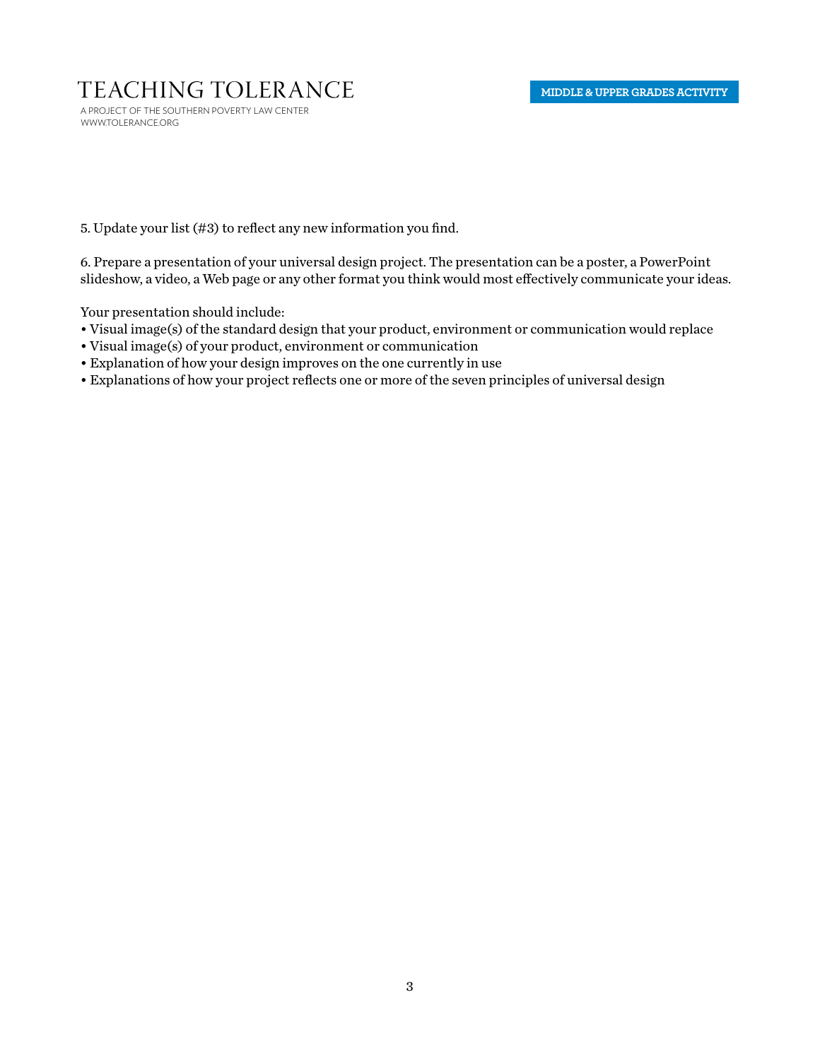5. Update your list (#3) to reflect any new information you find.

6. Prepare a presentation of your universal design project. The presentation can be a poster, a PowerPoint slideshow, a video, a Web page or any other format you think would most effectively communicate your ideas.

Your presentation should include:

- Visual image(s) of the standard design that your product, environment or communication would replace
- Visual image(s) of your product, environment or communication
- Explanation of how your design improves on the one currently in use
- Explanations of how your project reflects one or more of the seven principles of universal design